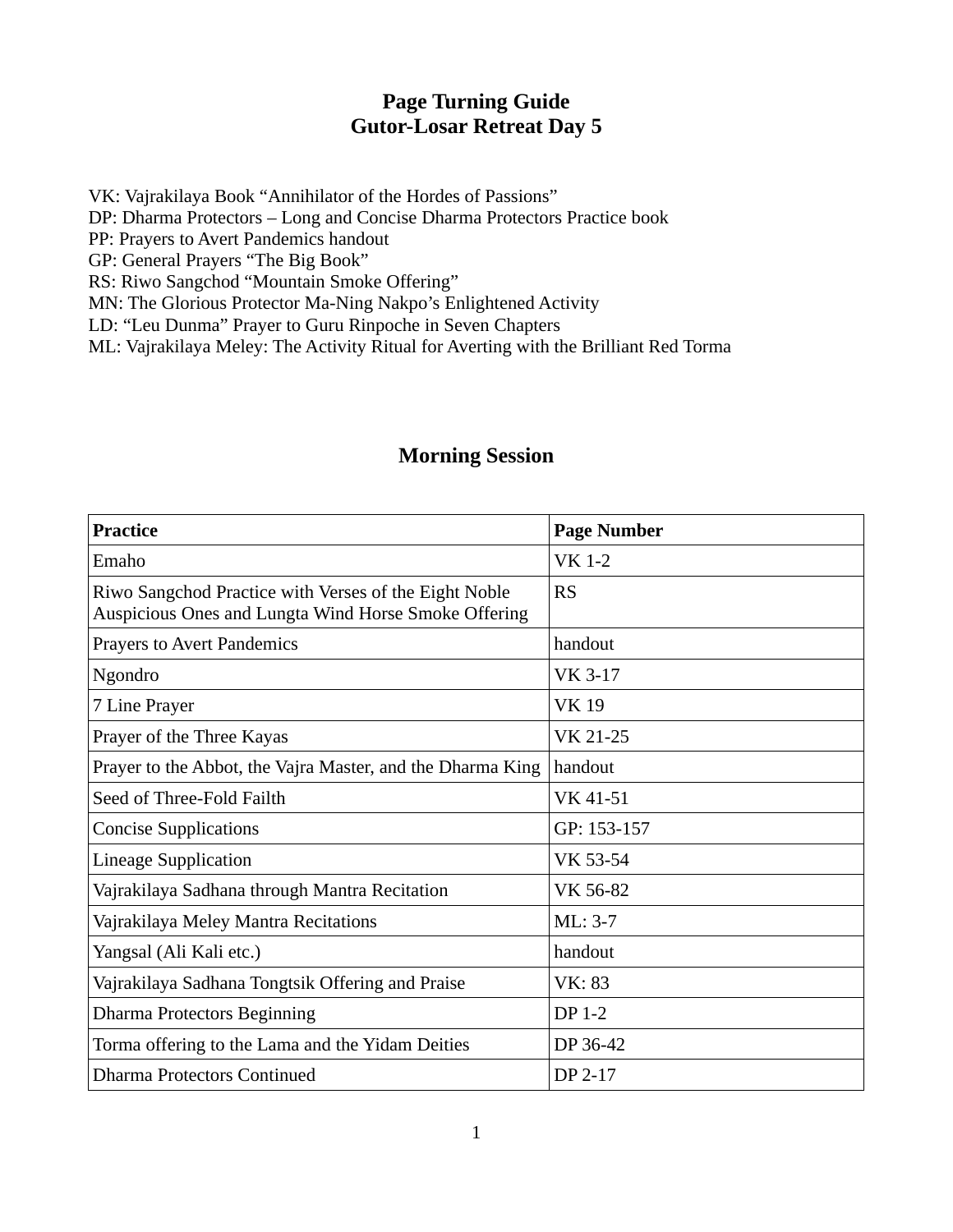# Page Turning Guide
# Gutor-Losar Retreat Day 5

VK: Vajrakilaya Book "Annihilator of the Hordes of Passions"
DP: Dharma Protectors – Long and Concise Dharma Protectors Practice book
PP: Prayers to Avert Pandemics handout
GP: General Prayers "The Big Book"
RS: Riwo Sangchod "Mountain Smoke Offering"
MN: The Glorious Protector Ma-Ning Nakpo's Enlightened Activity
LD: "Leu Dunma" Prayer to Guru Rinpoche in Seven Chapters
ML: Vajrakilaya Meley: The Activity Ritual for Averting with the Brilliant Red Torma

## Morning Session

| Practice | Page Number |
|---|---|
| Emaho | VK 1-2 |
| Riwo Sangchod Practice with Verses of the Eight Noble Auspicious Ones and Lungta Wind Horse Smoke Offering | RS |
| Prayers to Avert Pandemics | handout |
| Ngondro | VK 3-17 |
| 7 Line Prayer | VK 19 |
| Prayer of the Three Kayas | VK 21-25 |
| Prayer to the Abbot, the Vajra Master, and the Dharma King | handout |
| Seed of Three-Fold Failth | VK 41-51 |
| Concise Supplications | GP: 153-157 |
| Lineage Supplication | VK 53-54 |
| Vajrakilaya Sadhana through Mantra Recitation | VK 56-82 |
| Vajrakilaya Meley Mantra Recitations | ML: 3-7 |
| Yangsal (Ali Kali etc.) | handout |
| Vajrakilaya Sadhana Tongtsik Offering and Praise | VK: 83 |
| Dharma Protectors Beginning | DP 1-2 |
| Torma offering to the Lama and the Yidam Deities | DP 36-42 |
| Dharma Protectors Continued | DP 2-17 |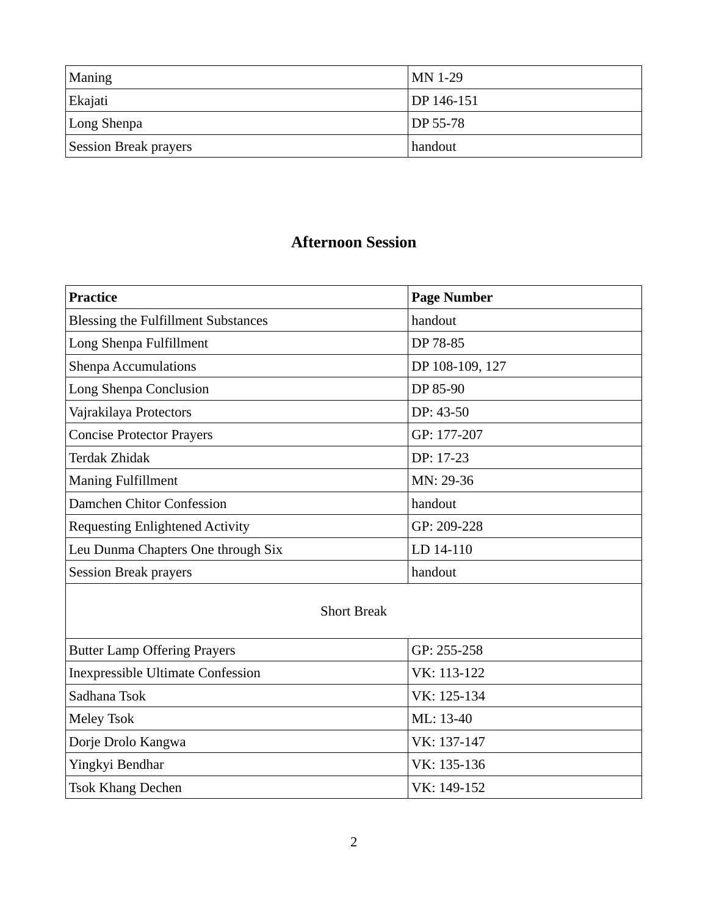| Maning | MN 1-29 |
|---|---|
| Ekajati | DP 146-151 |
| Long Shenpa | DP 55-78 |
| Session Break prayers | handout |

## Afternoon Session

| Practice | Page Number |
|---|---|
| Blessing the Fulfillment Substances | handout |
| Long Shenpa Fulfillment | DP 78-85 |
| Shenpa Accumulations | DP 108-109, 127 |
| Long Shenpa Conclusion | DP 85-90 |
| Vajrakilaya Protectors | DP: 43-50 |
| Concise Protector Prayers | GP: 177-207 |
| Terdak Zhidak | DP: 17-23 |
| Maning Fulfillment | MN: 29-36 |
| Damchen Chitor Confession | handout |
| Requesting Enlightened Activity | GP: 209-228 |
| Leu Dunma Chapters One through Six | LD 14-110 |
| Session Break prayers | handout |
| Short Break | |
| Butter Lamp Offering Prayers | GP: 255-258 |
| Inexpressible Ultimate Confession | VK: 113-122 |
| Sadhana Tsok | VK: 125-134 |
| Meley Tsok | ML: 13-40 |
| Dorje Drolo Kangwa | VK: 137-147 |
| Yingkyi Bendhar | VK: 135-136 |
| Tsok Khang Dechen | VK: 149-152 |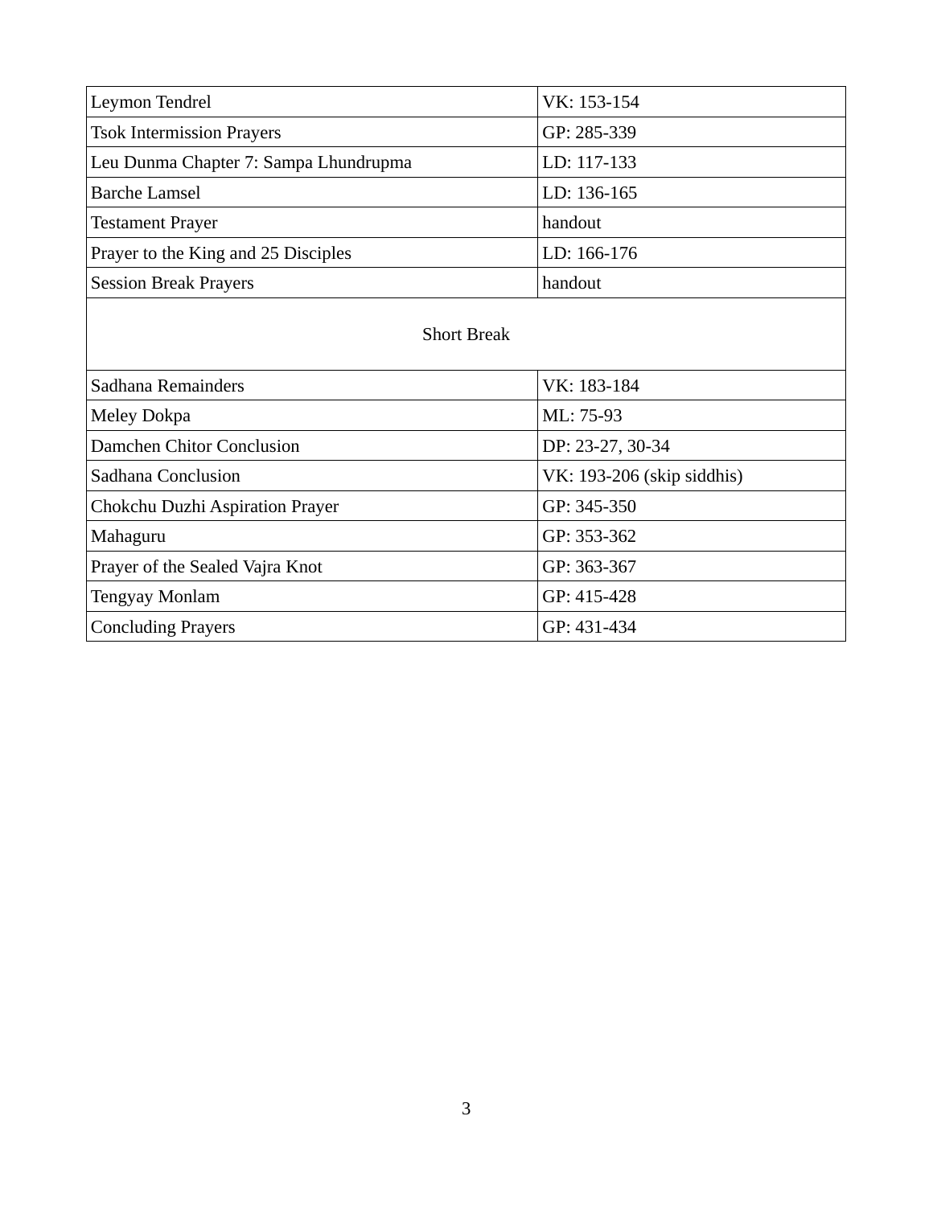| | |
|---|---|
| Leymon Tendrel | VK: 153-154 |
| Tsok Intermission Prayers | GP: 285-339 |
| Leu Dunma Chapter 7: Sampa Lhundrupma | LD: 117-133 |
| Barche Lamsel | LD: 136-165 |
| Testament Prayer | handout |
| Prayer to the King and 25 Disciples | LD: 166-176 |
| Session Break Prayers | handout |
| Short Break | |
| Sadhana Remainders | VK: 183-184 |
| Meley Dokpa | ML: 75-93 |
| Damchen Chitor Conclusion | DP: 23-27, 30-34 |
| Sadhana Conclusion | VK: 193-206 (skip siddhis) |
| Chokchu Duzhi Aspiration Prayer | GP: 345-350 |
| Mahaguru | GP: 353-362 |
| Prayer of the Sealed Vajra Knot | GP: 363-367 |
| Tengyay Monlam | GP: 415-428 |
| Concluding Prayers | GP: 431-434 |